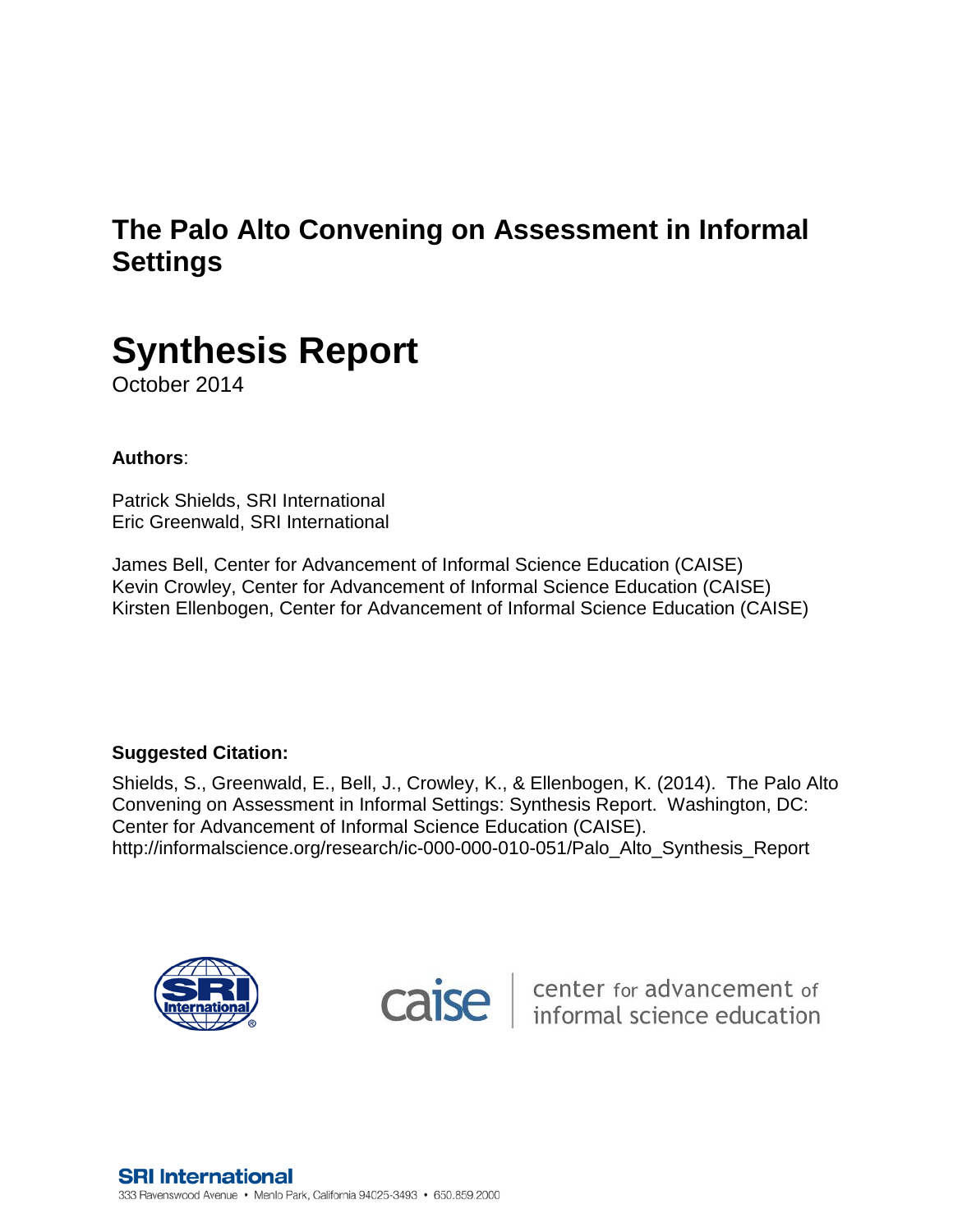# The Palo Alto Convening on Assessment in Informal Settings

# Synthesis Report

October 2014

**Authors**:

Patrick Shields, SRI International
Eric Greenwald, SRI International

James Bell, Center for Advancement of Informal Science Education (CAISE)
Kevin Crowley, Center for Advancement of Informal Science Education (CAISE)
Kirsten Ellenbogen, Center for Advancement of Informal Science Education (CAISE)

**Suggested Citation:**

Shields, S., Greenwald, E., Bell, J., Crowley, K., & Ellenbogen, K. (2014). The Palo Alto Convening on Assessment in Informal Settings: Synthesis Report. Washington, DC: Center for Advancement of Informal Science Education (CAISE). http://informalscience.org/research/ic-000-000-010-051/Palo_Alto_Synthesis_Report

caise | center for advancement of informal science education

SRI International
333 Ravenswood Avenue • Menlo Park, California 94025-3493 • 650.859.2000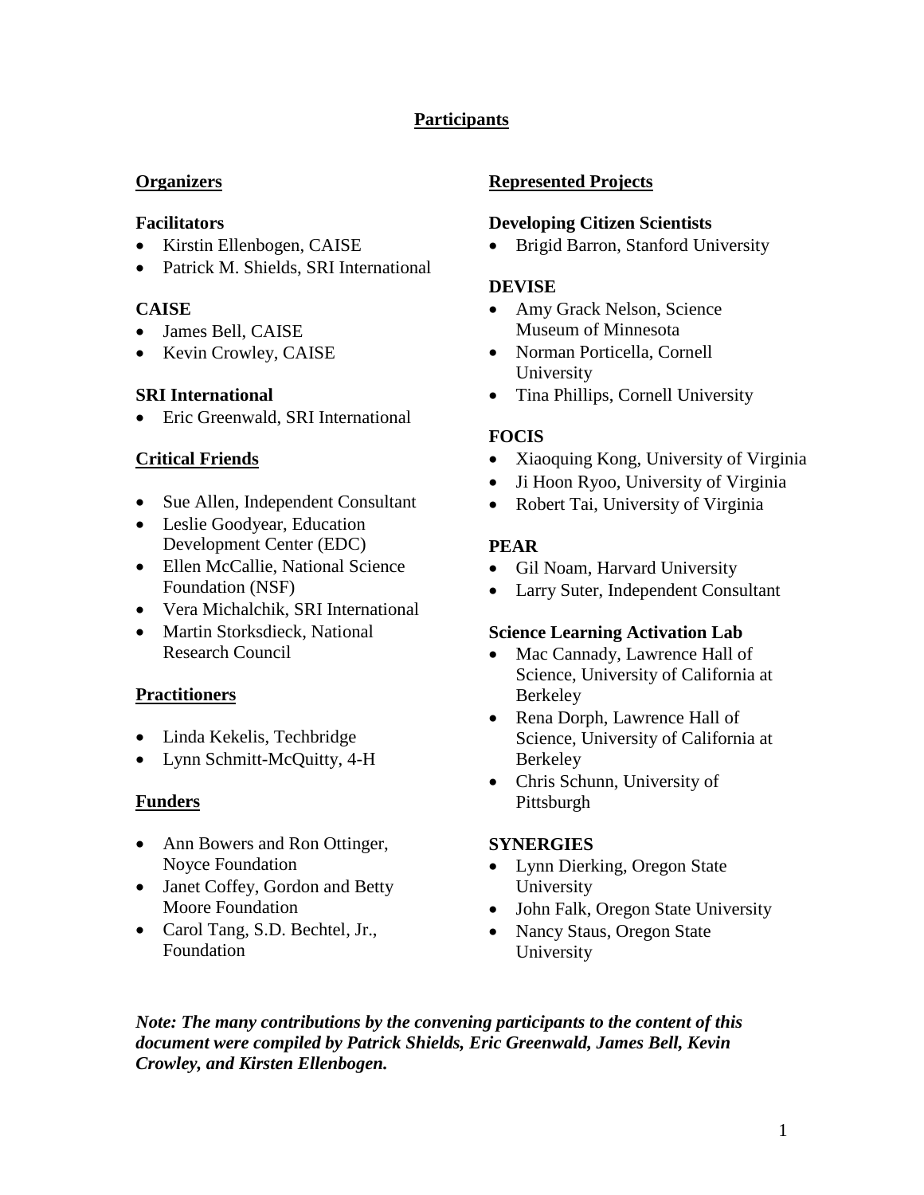# Participants

## Organizers

### Facilitators

- Kirstin Ellenbogen, CAISE
- Patrick M. Shields, SRI International

### CAISE

- James Bell, CAISE
- Kevin Crowley, CAISE

### SRI International

- Eric Greenwald, SRI International

## Critical Friends

- Sue Allen, Independent Consultant
- Leslie Goodyear, Education Development Center (EDC)
- Ellen McCallie, National Science Foundation (NSF)
- Vera Michalchik, SRI International
- Martin Storksdieck, National Research Council

## Practitioners

- Linda Kekelis, Techbridge
- Lynn Schmitt-McQuitty, 4-H

## Funders

- Ann Bowers and Ron Ottinger, Noyce Foundation
- Janet Coffey, Gordon and Betty Moore Foundation
- Carol Tang, S.D. Bechtel, Jr., Foundation

## Represented Projects

### Developing Citizen Scientists

- Brigid Barron, Stanford University

### DEVISE

- Amy Grack Nelson, Science Museum of Minnesota
- Norman Porticella, Cornell University
- Tina Phillips, Cornell University

### FOCIS

- Xiaoquing Kong, University of Virginia
- Ji Hoon Ryoo, University of Virginia
- Robert Tai, University of Virginia

### PEAR

- Gil Noam, Harvard University
- Larry Suter, Independent Consultant

### Science Learning Activation Lab

- Mac Cannady, Lawrence Hall of Science, University of California at Berkeley
- Rena Dorph, Lawrence Hall of Science, University of California at Berkeley
- Chris Schunn, University of Pittsburgh

### SYNERGIES

- Lynn Dierking, Oregon State University
- John Falk, Oregon State University
- Nancy Staus, Oregon State University

***Note: The many contributions by the convening participants to the content of this document were compiled by Patrick Shields, Eric Greenwald, James Bell, Kevin Crowley, and Kirsten Ellenbogen.***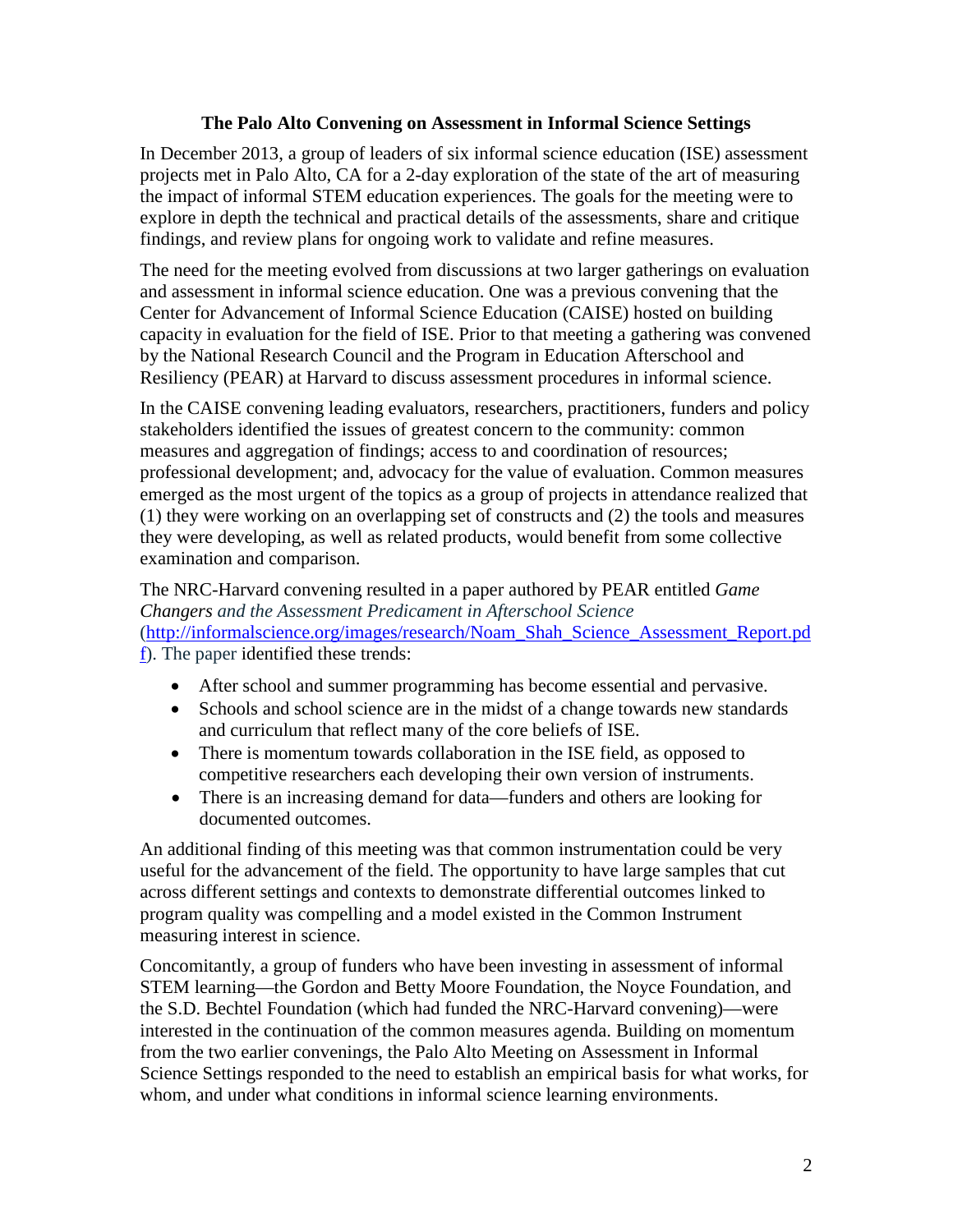### The Palo Alto Convening on Assessment in Informal Science Settings

In December 2013, a group of leaders of six informal science education (ISE) assessment projects met in Palo Alto, CA for a 2-day exploration of the state of the art of measuring the impact of informal STEM education experiences. The goals for the meeting were to explore in depth the technical and practical details of the assessments, share and critique findings, and review plans for ongoing work to validate and refine measures.

The need for the meeting evolved from discussions at two larger gatherings on evaluation and assessment in informal science education. One was a previous convening that the Center for Advancement of Informal Science Education (CAISE) hosted on building capacity in evaluation for the field of ISE. Prior to that meeting a gathering was convened by the National Research Council and the Program in Education Afterschool and Resiliency (PEAR) at Harvard to discuss assessment procedures in informal science.

In the CAISE convening leading evaluators, researchers, practitioners, funders and policy stakeholders identified the issues of greatest concern to the community: common measures and aggregation of findings; access to and coordination of resources; professional development; and, advocacy for the value of evaluation. Common measures emerged as the most urgent of the topics as a group of projects in attendance realized that (1) they were working on an overlapping set of constructs and (2) the tools and measures they were developing, as well as related products, would benefit from some collective examination and comparison.

The NRC-Harvard convening resulted in a paper authored by PEAR entitled *Game Changers and the Assessment Predicament in Afterschool Science* (http://informalscience.org/images/research/Noam_Shah_Science_Assessment_Report.pdf). The paper identified these trends:

- After school and summer programming has become essential and pervasive.
- Schools and school science are in the midst of a change towards new standards and curriculum that reflect many of the core beliefs of ISE.
- There is momentum towards collaboration in the ISE field, as opposed to competitive researchers each developing their own version of instruments.
- There is an increasing demand for data—funders and others are looking for documented outcomes.

An additional finding of this meeting was that common instrumentation could be very useful for the advancement of the field. The opportunity to have large samples that cut across different settings and contexts to demonstrate differential outcomes linked to program quality was compelling and a model existed in the Common Instrument measuring interest in science.

Concomitantly, a group of funders who have been investing in assessment of informal STEM learning—the Gordon and Betty Moore Foundation, the Noyce Foundation, and the S.D. Bechtel Foundation (which had funded the NRC-Harvard convening)—were interested in the continuation of the common measures agenda. Building on momentum from the two earlier convenings, the Palo Alto Meeting on Assessment in Informal Science Settings responded to the need to establish an empirical basis for what works, for whom, and under what conditions in informal science learning environments.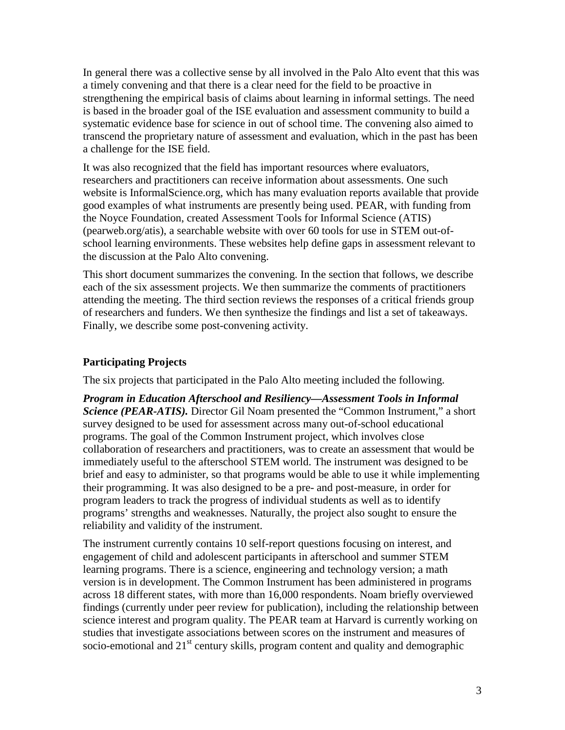In general there was a collective sense by all involved in the Palo Alto event that this was a timely convening and that there is a clear need for the field to be proactive in strengthening the empirical basis of claims about learning in informal settings. The need is based in the broader goal of the ISE evaluation and assessment community to build a systematic evidence base for science in out of school time. The convening also aimed to transcend the proprietary nature of assessment and evaluation, which in the past has been a challenge for the ISE field.

It was also recognized that the field has important resources where evaluators, researchers and practitioners can receive information about assessments. One such website is InformalScience.org, which has many evaluation reports available that provide good examples of what instruments are presently being used. PEAR, with funding from the Noyce Foundation, created Assessment Tools for Informal Science (ATIS) (pearweb.org/atis), a searchable website with over 60 tools for use in STEM out-of-school learning environments. These websites help define gaps in assessment relevant to the discussion at the Palo Alto convening.

This short document summarizes the convening. In the section that follows, we describe each of the six assessment projects. We then summarize the comments of practitioners attending the meeting. The third section reviews the responses of a critical friends group of researchers and funders. We then synthesize the findings and list a set of takeaways. Finally, we describe some post-convening activity.

## Participating Projects

The six projects that participated in the Palo Alto meeting included the following.

***Program in Education Afterschool and Resiliency—Assessment Tools in Informal Science (PEAR-ATIS).*** Director Gil Noam presented the "Common Instrument," a short survey designed to be used for assessment across many out-of-school educational programs. The goal of the Common Instrument project, which involves close collaboration of researchers and practitioners, was to create an assessment that would be immediately useful to the afterschool STEM world. The instrument was designed to be brief and easy to administer, so that programs would be able to use it while implementing their programming. It was also designed to be a pre- and post-measure, in order for program leaders to track the progress of individual students as well as to identify programs' strengths and weaknesses. Naturally, the project also sought to ensure the reliability and validity of the instrument.

The instrument currently contains 10 self-report questions focusing on interest, and engagement of child and adolescent participants in afterschool and summer STEM learning programs. There is a science, engineering and technology version; a math version is in development. The Common Instrument has been administered in programs across 18 different states, with more than 16,000 respondents. Noam briefly overviewed findings (currently under peer review for publication), including the relationship between science interest and program quality. The PEAR team at Harvard is currently working on studies that investigate associations between scores on the instrument and measures of socio-emotional and 21st century skills, program content and quality and demographic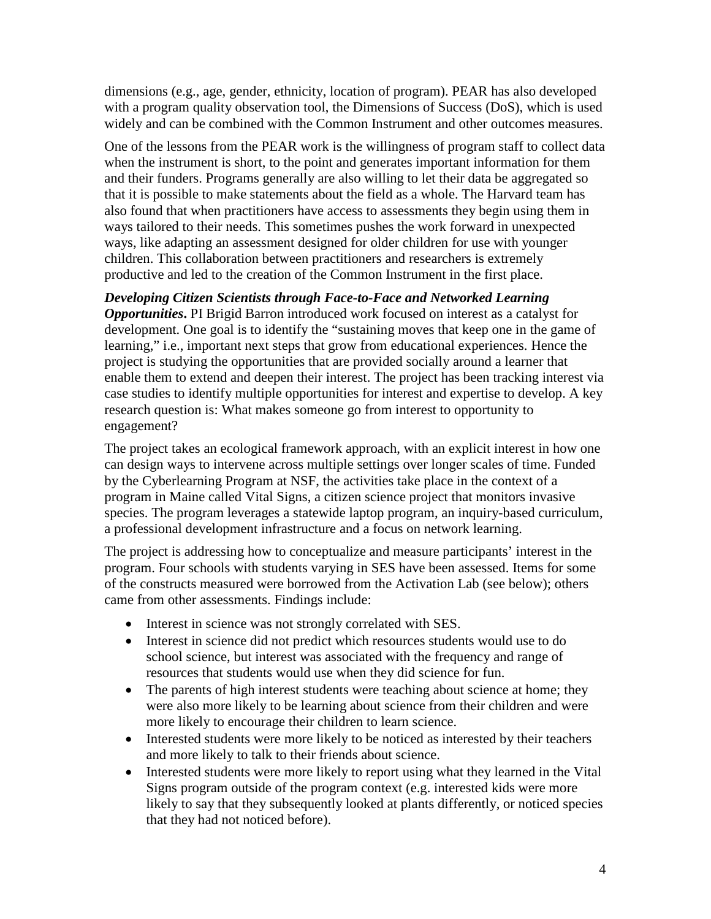dimensions (e.g., age, gender, ethnicity, location of program). PEAR has also developed with a program quality observation tool, the Dimensions of Success (DoS), which is used widely and can be combined with the Common Instrument and other outcomes measures.

One of the lessons from the PEAR work is the willingness of program staff to collect data when the instrument is short, to the point and generates important information for them and their funders. Programs generally are also willing to let their data be aggregated so that it is possible to make statements about the field as a whole. The Harvard team has also found that when practitioners have access to assessments they begin using them in ways tailored to their needs. This sometimes pushes the work forward in unexpected ways, like adapting an assessment designed for older children for use with younger children. This collaboration between practitioners and researchers is extremely productive and led to the creation of the Common Instrument in the first place.

***Developing Citizen Scientists through Face-to-Face and Networked Learning Opportunities*****.** PI Brigid Barron introduced work focused on interest as a catalyst for development. One goal is to identify the "sustaining moves that keep one in the game of learning," i.e., important next steps that grow from educational experiences. Hence the project is studying the opportunities that are provided socially around a learner that enable them to extend and deepen their interest. The project has been tracking interest via case studies to identify multiple opportunities for interest and expertise to develop. A key research question is: What makes someone go from interest to opportunity to engagement?

The project takes an ecological framework approach, with an explicit interest in how one can design ways to intervene across multiple settings over longer scales of time. Funded by the Cyberlearning Program at NSF, the activities take place in the context of a program in Maine called Vital Signs, a citizen science project that monitors invasive species. The program leverages a statewide laptop program, an inquiry-based curriculum, a professional development infrastructure and a focus on network learning.

The project is addressing how to conceptualize and measure participants' interest in the program. Four schools with students varying in SES have been assessed. Items for some of the constructs measured were borrowed from the Activation Lab (see below); others came from other assessments. Findings include:

- Interest in science was not strongly correlated with SES.
- Interest in science did not predict which resources students would use to do school science, but interest was associated with the frequency and range of resources that students would use when they did science for fun.
- The parents of high interest students were teaching about science at home; they were also more likely to be learning about science from their children and were more likely to encourage their children to learn science.
- Interested students were more likely to be noticed as interested by their teachers and more likely to talk to their friends about science.
- Interested students were more likely to report using what they learned in the Vital Signs program outside of the program context (e.g. interested kids were more likely to say that they subsequently looked at plants differently, or noticed species that they had not noticed before).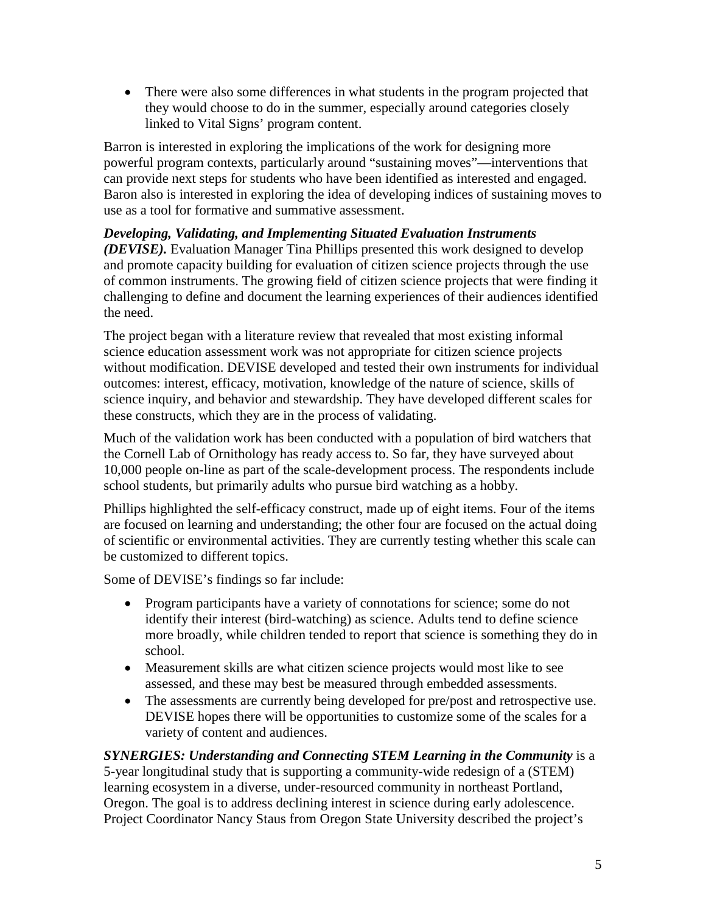- There were also some differences in what students in the program projected that they would choose to do in the summer, especially around categories closely linked to Vital Signs' program content.

Barron is interested in exploring the implications of the work for designing more powerful program contexts, particularly around "sustaining moves"—interventions that can provide next steps for students who have been identified as interested and engaged. Baron also is interested in exploring the idea of developing indices of sustaining moves to use as a tool for formative and summative assessment.

***Developing, Validating, and Implementing Situated Evaluation Instruments (DEVISE).*** Evaluation Manager Tina Phillips presented this work designed to develop and promote capacity building for evaluation of citizen science projects through the use of common instruments. The growing field of citizen science projects that were finding it challenging to define and document the learning experiences of their audiences identified the need.

The project began with a literature review that revealed that most existing informal science education assessment work was not appropriate for citizen science projects without modification. DEVISE developed and tested their own instruments for individual outcomes: interest, efficacy, motivation, knowledge of the nature of science, skills of science inquiry, and behavior and stewardship. They have developed different scales for these constructs, which they are in the process of validating.

Much of the validation work has been conducted with a population of bird watchers that the Cornell Lab of Ornithology has ready access to. So far, they have surveyed about 10,000 people on-line as part of the scale-development process. The respondents include school students, but primarily adults who pursue bird watching as a hobby.

Phillips highlighted the self-efficacy construct, made up of eight items. Four of the items are focused on learning and understanding; the other four are focused on the actual doing of scientific or environmental activities. They are currently testing whether this scale can be customized to different topics.

Some of DEVISE's findings so far include:

- Program participants have a variety of connotations for science; some do not identify their interest (bird-watching) as science. Adults tend to define science more broadly, while children tended to report that science is something they do in school.
- Measurement skills are what citizen science projects would most like to see assessed, and these may best be measured through embedded assessments.
- The assessments are currently being developed for pre/post and retrospective use. DEVISE hopes there will be opportunities to customize some of the scales for a variety of content and audiences.

***SYNERGIES: Understanding and Connecting STEM Learning in the Community*** is a 5-year longitudinal study that is supporting a community-wide redesign of a (STEM) learning ecosystem in a diverse, under-resourced community in northeast Portland, Oregon. The goal is to address declining interest in science during early adolescence. Project Coordinator Nancy Staus from Oregon State University described the project's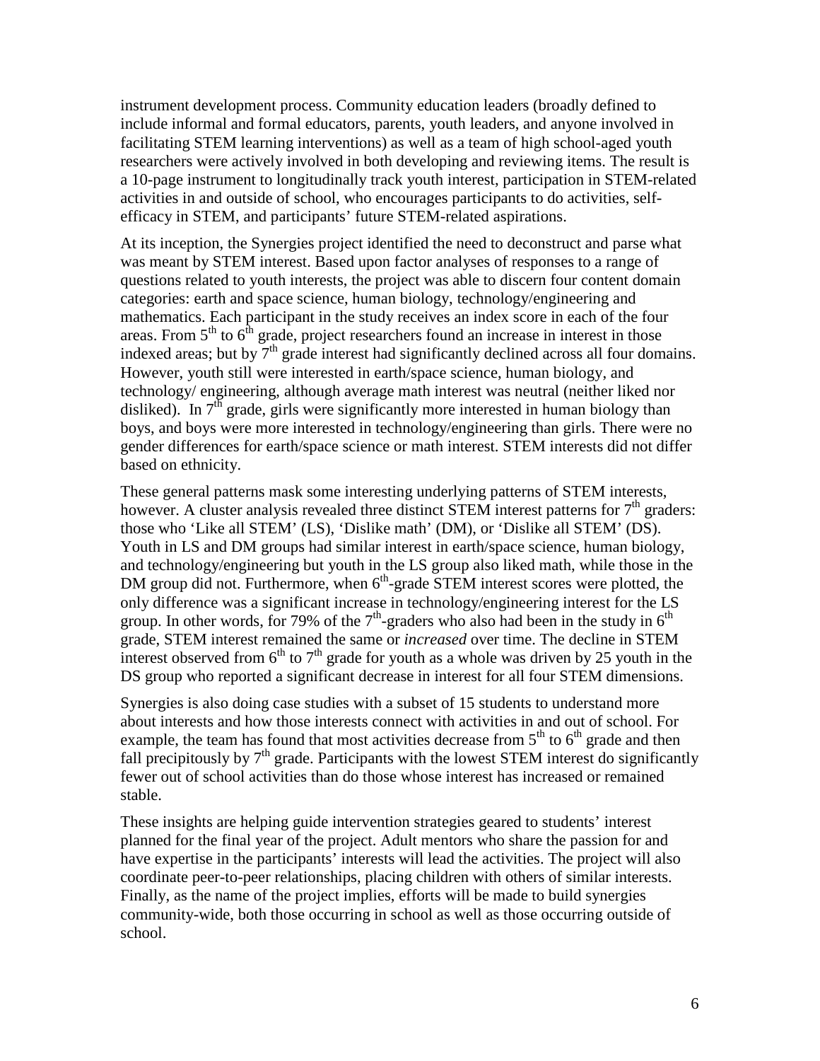instrument development process. Community education leaders (broadly defined to include informal and formal educators, parents, youth leaders, and anyone involved in facilitating STEM learning interventions) as well as a team of high school-aged youth researchers were actively involved in both developing and reviewing items. The result is a 10-page instrument to longitudinally track youth interest, participation in STEM-related activities in and outside of school, who encourages participants to do activities, self-efficacy in STEM, and participants' future STEM-related aspirations.

At its inception, the Synergies project identified the need to deconstruct and parse what was meant by STEM interest. Based upon factor analyses of responses to a range of questions related to youth interests, the project was able to discern four content domain categories: earth and space science, human biology, technology/engineering and mathematics. Each participant in the study receives an index score in each of the four areas. From 5th to 6th grade, project researchers found an increase in interest in those indexed areas; but by 7th grade interest had significantly declined across all four domains. However, youth still were interested in earth/space science, human biology, and technology/ engineering, although average math interest was neutral (neither liked nor disliked). In 7th grade, girls were significantly more interested in human biology than boys, and boys were more interested in technology/engineering than girls. There were no gender differences for earth/space science or math interest. STEM interests did not differ based on ethnicity.

These general patterns mask some interesting underlying patterns of STEM interests, however. A cluster analysis revealed three distinct STEM interest patterns for 7th graders: those who 'Like all STEM' (LS), 'Dislike math' (DM), or 'Dislike all STEM' (DS). Youth in LS and DM groups had similar interest in earth/space science, human biology, and technology/engineering but youth in the LS group also liked math, while those in the DM group did not. Furthermore, when 6th-grade STEM interest scores were plotted, the only difference was a significant increase in technology/engineering interest for the LS group. In other words, for 79% of the 7th-graders who also had been in the study in 6th grade, STEM interest remained the same or *increased* over time. The decline in STEM interest observed from 6th to 7th grade for youth as a whole was driven by 25 youth in the DS group who reported a significant decrease in interest for all four STEM dimensions.

Synergies is also doing case studies with a subset of 15 students to understand more about interests and how those interests connect with activities in and out of school. For example, the team has found that most activities decrease from 5th to 6th grade and then fall precipitously by 7th grade. Participants with the lowest STEM interest do significantly fewer out of school activities than do those whose interest has increased or remained stable.

These insights are helping guide intervention strategies geared to students' interest planned for the final year of the project. Adult mentors who share the passion for and have expertise in the participants' interests will lead the activities. The project will also coordinate peer-to-peer relationships, placing children with others of similar interests. Finally, as the name of the project implies, efforts will be made to build synergies community-wide, both those occurring in school as well as those occurring outside of school.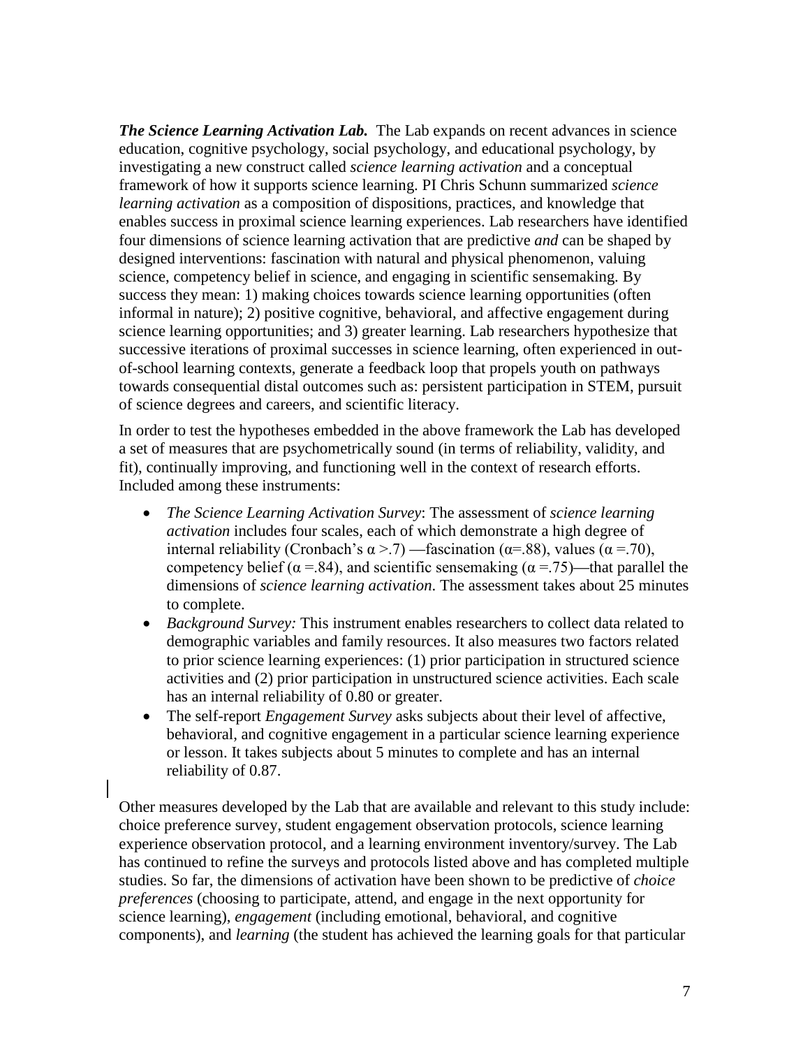***The Science Learning Activation Lab.*** The Lab expands on recent advances in science education, cognitive psychology, social psychology, and educational psychology, by investigating a new construct called *science learning activation* and a conceptual framework of how it supports science learning. PI Chris Schunn summarized *science learning activation* as a composition of dispositions, practices, and knowledge that enables success in proximal science learning experiences. Lab researchers have identified four dimensions of science learning activation that are predictive *and* can be shaped by designed interventions: fascination with natural and physical phenomenon, valuing science, competency belief in science, and engaging in scientific sensemaking. By success they mean: 1) making choices towards science learning opportunities (often informal in nature); 2) positive cognitive, behavioral, and affective engagement during science learning opportunities; and 3) greater learning. Lab researchers hypothesize that successive iterations of proximal successes in science learning, often experienced in out-of-school learning contexts, generate a feedback loop that propels youth on pathways towards consequential distal outcomes such as: persistent participation in STEM, pursuit of science degrees and careers, and scientific literacy.

In order to test the hypotheses embedded in the above framework the Lab has developed a set of measures that are psychometrically sound (in terms of reliability, validity, and fit), continually improving, and functioning well in the context of research efforts. Included among these instruments:

- *The Science Learning Activation Survey*: The assessment of *science learning activation* includes four scales, each of which demonstrate a high degree of internal reliability (Cronbach's $\alpha > .7$) —fascination ($\alpha = .88$), values ($\alpha = .70$), competency belief ($\alpha = .84$), and scientific sensemaking ($\alpha = .75$)—that parallel the dimensions of *science learning activation*. The assessment takes about 25 minutes to complete.
- *Background Survey:* This instrument enables researchers to collect data related to demographic variables and family resources. It also measures two factors related to prior science learning experiences: (1) prior participation in structured science activities and (2) prior participation in unstructured science activities. Each scale has an internal reliability of 0.80 or greater.
- The self-report *Engagement Survey* asks subjects about their level of affective, behavioral, and cognitive engagement in a particular science learning experience or lesson. It takes subjects about 5 minutes to complete and has an internal reliability of 0.87.

Other measures developed by the Lab that are available and relevant to this study include: choice preference survey, student engagement observation protocols, science learning experience observation protocol, and a learning environment inventory/survey. The Lab has continued to refine the surveys and protocols listed above and has completed multiple studies. So far, the dimensions of activation have been shown to be predictive of *choice preferences* (choosing to participate, attend, and engage in the next opportunity for science learning), *engagement* (including emotional, behavioral, and cognitive components), and *learning* (the student has achieved the learning goals for that particular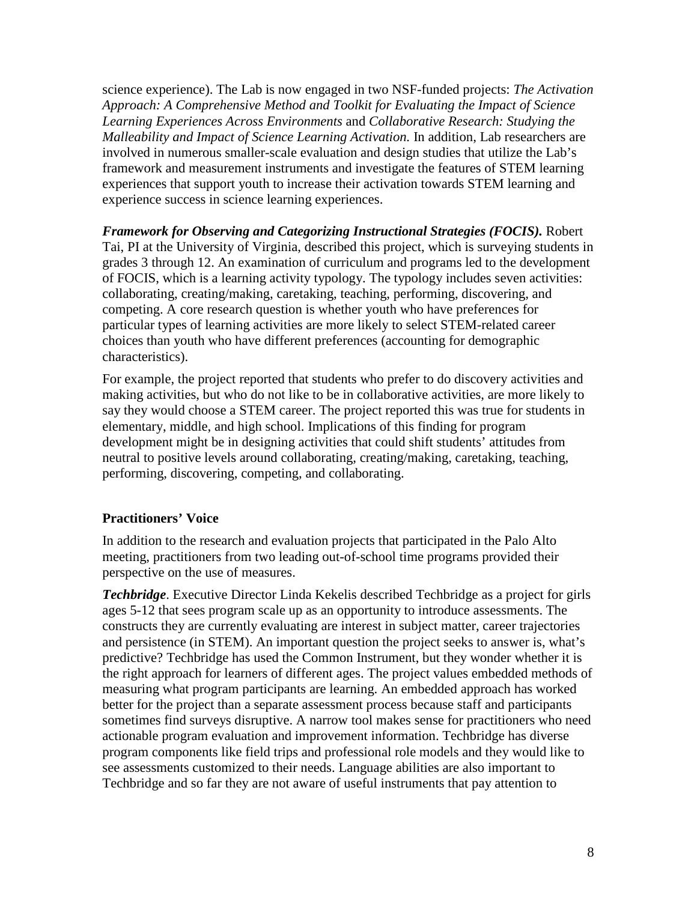science experience). The Lab is now engaged in two NSF-funded projects: *The Activation Approach: A Comprehensive Method and Toolkit for Evaluating the Impact of Science Learning Experiences Across Environments* and *Collaborative Research: Studying the Malleability and Impact of Science Learning Activation.* In addition, Lab researchers are involved in numerous smaller-scale evaluation and design studies that utilize the Lab's framework and measurement instruments and investigate the features of STEM learning experiences that support youth to increase their activation towards STEM learning and experience success in science learning experiences.

***Framework for Observing and Categorizing Instructional Strategies (FOCIS).*** Robert Tai, PI at the University of Virginia, described this project, which is surveying students in grades 3 through 12. An examination of curriculum and programs led to the development of FOCIS, which is a learning activity typology. The typology includes seven activities: collaborating, creating/making, caretaking, teaching, performing, discovering, and competing. A core research question is whether youth who have preferences for particular types of learning activities are more likely to select STEM-related career choices than youth who have different preferences (accounting for demographic characteristics).

For example, the project reported that students who prefer to do discovery activities and making activities, but who do not like to be in collaborative activities, are more likely to say they would choose a STEM career. The project reported this was true for students in elementary, middle, and high school. Implications of this finding for program development might be in designing activities that could shift students' attitudes from neutral to positive levels around collaborating, creating/making, caretaking, teaching, performing, discovering, competing, and collaborating.

## Practitioners' Voice

In addition to the research and evaluation projects that participated in the Palo Alto meeting, practitioners from two leading out-of-school time programs provided their perspective on the use of measures.

***Techbridge***. Executive Director Linda Kekelis described Techbridge as a project for girls ages 5-12 that sees program scale up as an opportunity to introduce assessments. The constructs they are currently evaluating are interest in subject matter, career trajectories and persistence (in STEM). An important question the project seeks to answer is, what's predictive? Techbridge has used the Common Instrument, but they wonder whether it is the right approach for learners of different ages. The project values embedded methods of measuring what program participants are learning. An embedded approach has worked better for the project than a separate assessment process because staff and participants sometimes find surveys disruptive. A narrow tool makes sense for practitioners who need actionable program evaluation and improvement information. Techbridge has diverse program components like field trips and professional role models and they would like to see assessments customized to their needs. Language abilities are also important to Techbridge and so far they are not aware of useful instruments that pay attention to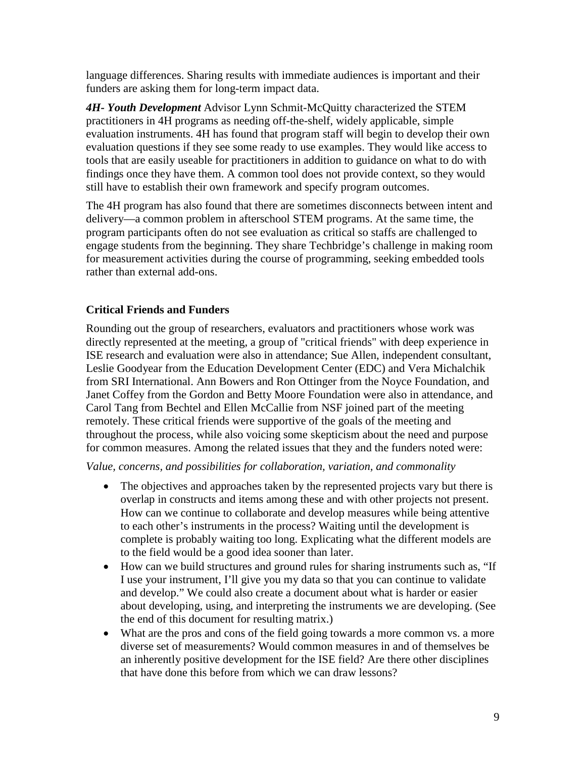language differences. Sharing results with immediate audiences is important and their funders are asking them for long-term impact data.

***4H- Youth Development*** Advisor Lynn Schmit-McQuitty characterized the STEM practitioners in 4H programs as needing off-the-shelf, widely applicable, simple evaluation instruments. 4H has found that program staff will begin to develop their own evaluation questions if they see some ready to use examples. They would like access to tools that are easily useable for practitioners in addition to guidance on what to do with findings once they have them. A common tool does not provide context, so they would still have to establish their own framework and specify program outcomes.

The 4H program has also found that there are sometimes disconnects between intent and delivery—a common problem in afterschool STEM programs. At the same time, the program participants often do not see evaluation as critical so staffs are challenged to engage students from the beginning. They share Techbridge's challenge in making room for measurement activities during the course of programming, seeking embedded tools rather than external add-ons.

### Critical Friends and Funders

Rounding out the group of researchers, evaluators and practitioners whose work was directly represented at the meeting, a group of "critical friends" with deep experience in ISE research and evaluation were also in attendance; Sue Allen, independent consultant, Leslie Goodyear from the Education Development Center (EDC) and Vera Michalchik from SRI International. Ann Bowers and Ron Ottinger from the Noyce Foundation, and Janet Coffey from the Gordon and Betty Moore Foundation were also in attendance, and Carol Tang from Bechtel and Ellen McCallie from NSF joined part of the meeting remotely. These critical friends were supportive of the goals of the meeting and throughout the process, while also voicing some skepticism about the need and purpose for common measures. Among the related issues that they and the funders noted were:

*Value, concerns, and possibilities for collaboration, variation, and commonality*

- The objectives and approaches taken by the represented projects vary but there is overlap in constructs and items among these and with other projects not present. How can we continue to collaborate and develop measures while being attentive to each other's instruments in the process? Waiting until the development is complete is probably waiting too long. Explicating what the different models are to the field would be a good idea sooner than later.
- How can we build structures and ground rules for sharing instruments such as, "If I use your instrument, I'll give you my data so that you can continue to validate and develop." We could also create a document about what is harder or easier about developing, using, and interpreting the instruments we are developing. (See the end of this document for resulting matrix.)
- What are the pros and cons of the field going towards a more common vs. a more diverse set of measurements? Would common measures in and of themselves be an inherently positive development for the ISE field? Are there other disciplines that have done this before from which we can draw lessons?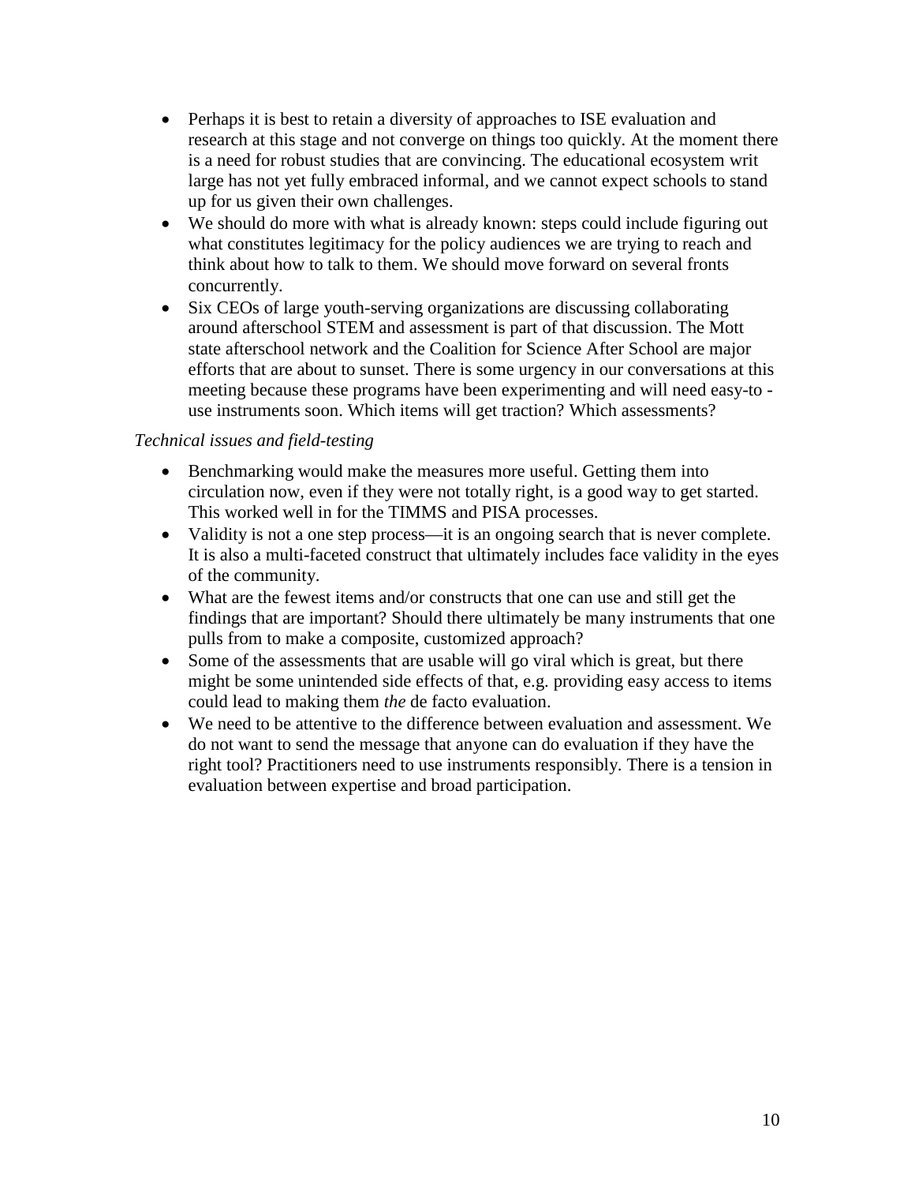- Perhaps it is best to retain a diversity of approaches to ISE evaluation and research at this stage and not converge on things too quickly. At the moment there is a need for robust studies that are convincing. The educational ecosystem writ large has not yet fully embraced informal, and we cannot expect schools to stand up for us given their own challenges.
- We should do more with what is already known: steps could include figuring out what constitutes legitimacy for the policy audiences we are trying to reach and think about how to talk to them. We should move forward on several fronts concurrently.
- Six CEOs of large youth-serving organizations are discussing collaborating around afterschool STEM and assessment is part of that discussion. The Mott state afterschool network and the Coalition for Science After School are major efforts that are about to sunset. There is some urgency in our conversations at this meeting because these programs have been experimenting and will need easy-to -use instruments soon. Which items will get traction? Which assessments?

*Technical issues and field-testing*

- Benchmarking would make the measures more useful. Getting them into circulation now, even if they were not totally right, is a good way to get started. This worked well in for the TIMMS and PISA processes.
- Validity is not a one step process—it is an ongoing search that is never complete. It is also a multi-faceted construct that ultimately includes face validity in the eyes of the community.
- What are the fewest items and/or constructs that one can use and still get the findings that are important? Should there ultimately be many instruments that one pulls from to make a composite, customized approach?
- Some of the assessments that are usable will go viral which is great, but there might be some unintended side effects of that, e.g. providing easy access to items could lead to making them *the* de facto evaluation.
- We need to be attentive to the difference between evaluation and assessment. We do not want to send the message that anyone can do evaluation if they have the right tool? Practitioners need to use instruments responsibly. There is a tension in evaluation between expertise and broad participation.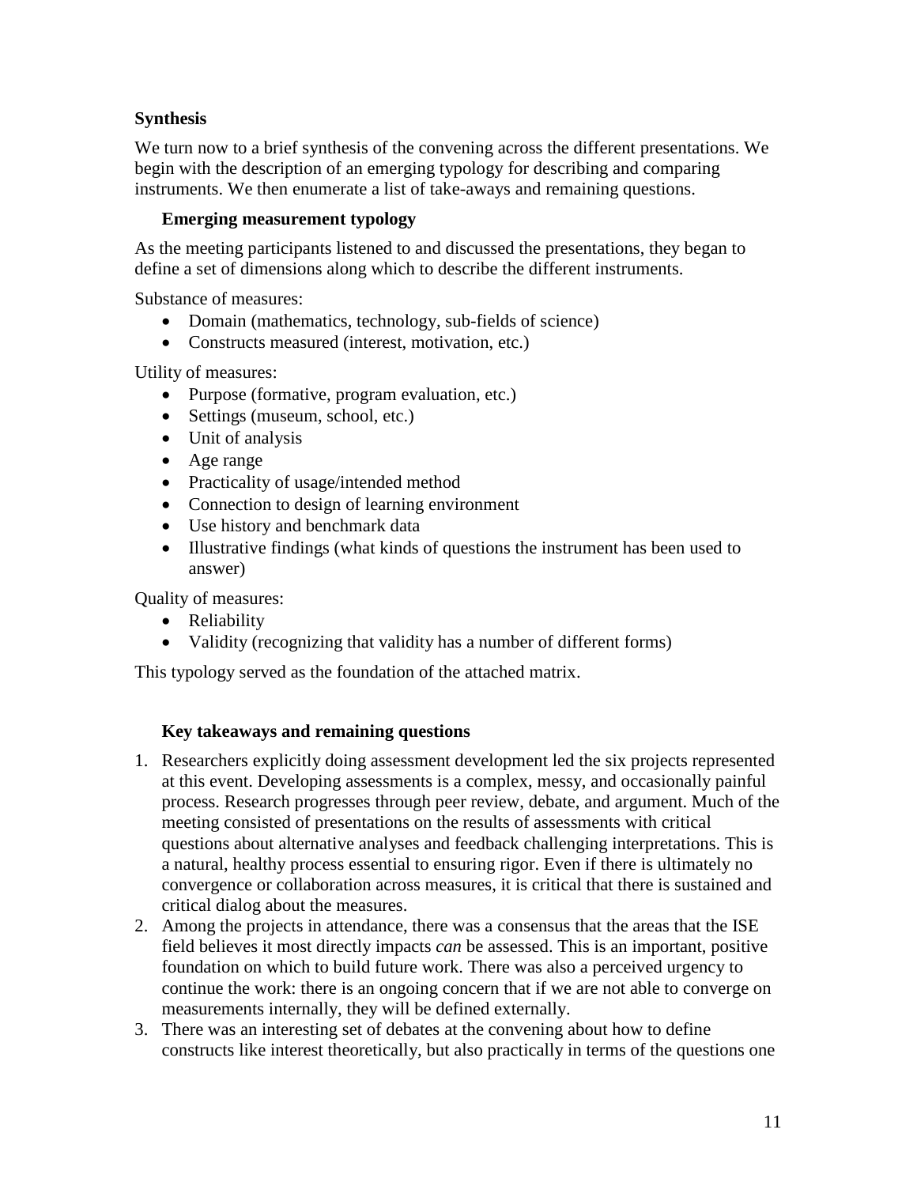## Synthesis

We turn now to a brief synthesis of the convening across the different presentations. We begin with the description of an emerging typology for describing and comparing instruments. We then enumerate a list of take-aways and remaining questions.

### Emerging measurement typology

As the meeting participants listened to and discussed the presentations, they began to define a set of dimensions along which to describe the different instruments.

Substance of measures:

- Domain (mathematics, technology, sub-fields of science)
- Constructs measured (interest, motivation, etc.)

Utility of measures:

- Purpose (formative, program evaluation, etc.)
- Settings (museum, school, etc.)
- Unit of analysis
- Age range
- Practicality of usage/intended method
- Connection to design of learning environment
- Use history and benchmark data
- Illustrative findings (what kinds of questions the instrument has been used to answer)

Quality of measures:

- Reliability
- Validity (recognizing that validity has a number of different forms)

This typology served as the foundation of the attached matrix.

### Key takeaways and remaining questions

1. Researchers explicitly doing assessment development led the six projects represented at this event. Developing assessments is a complex, messy, and occasionally painful process. Research progresses through peer review, debate, and argument. Much of the meeting consisted of presentations on the results of assessments with critical questions about alternative analyses and feedback challenging interpretations. This is a natural, healthy process essential to ensuring rigor. Even if there is ultimately no convergence or collaboration across measures, it is critical that there is sustained and critical dialog about the measures.
2. Among the projects in attendance, there was a consensus that the areas that the ISE field believes it most directly impacts *can* be assessed. This is an important, positive foundation on which to build future work. There was also a perceived urgency to continue the work: there is an ongoing concern that if we are not able to converge on measurements internally, they will be defined externally.
3. There was an interesting set of debates at the convening about how to define constructs like interest theoretically, but also practically in terms of the questions one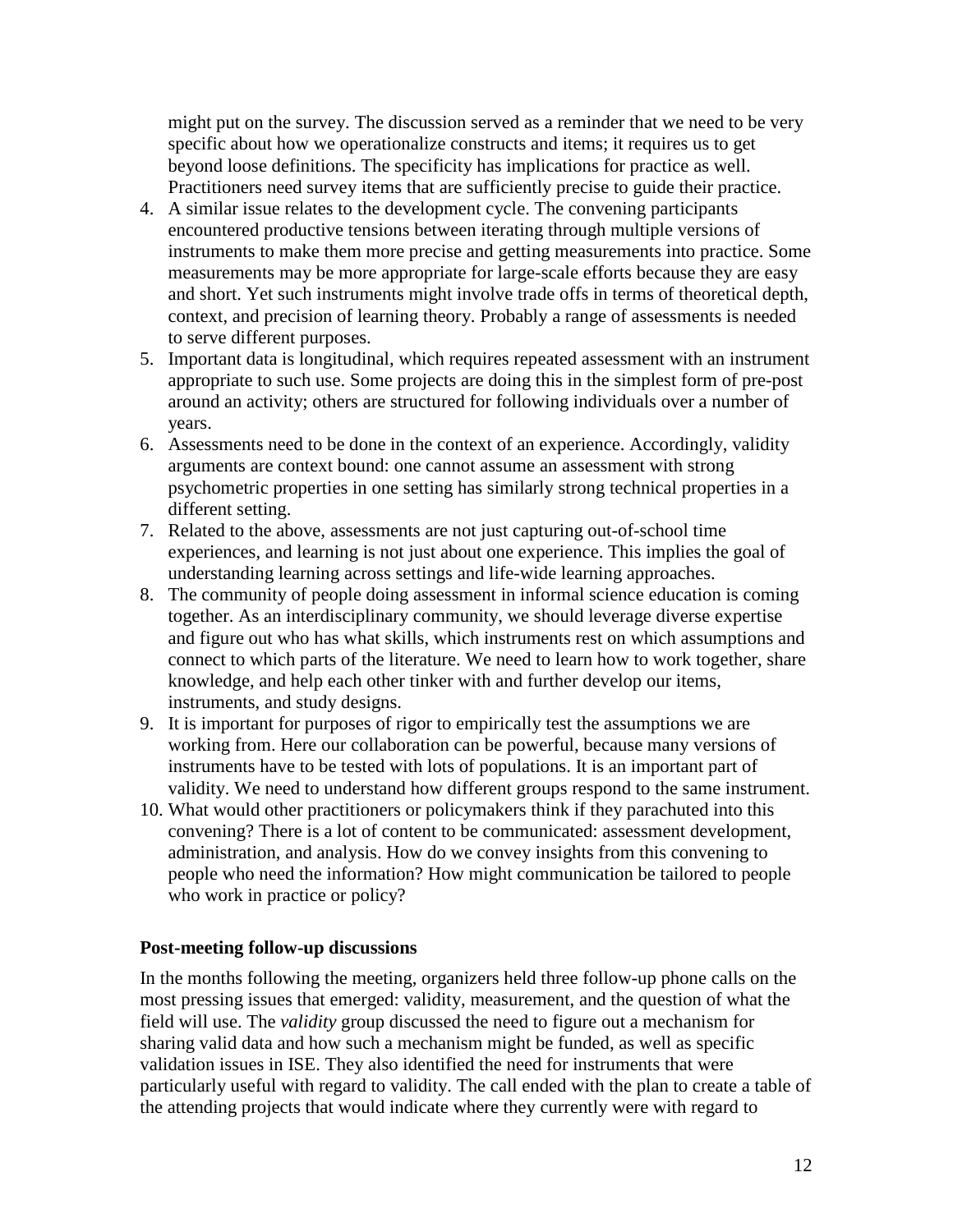might put on the survey. The discussion served as a reminder that we need to be very specific about how we operationalize constructs and items; it requires us to get beyond loose definitions. The specificity has implications for practice as well. Practitioners need survey items that are sufficiently precise to guide their practice.

4. A similar issue relates to the development cycle. The convening participants encountered productive tensions between iterating through multiple versions of instruments to make them more precise and getting measurements into practice. Some measurements may be more appropriate for large-scale efforts because they are easy and short. Yet such instruments might involve trade offs in terms of theoretical depth, context, and precision of learning theory. Probably a range of assessments is needed to serve different purposes.
5. Important data is longitudinal, which requires repeated assessment with an instrument appropriate to such use. Some projects are doing this in the simplest form of pre-post around an activity; others are structured for following individuals over a number of years.
6. Assessments need to be done in the context of an experience. Accordingly, validity arguments are context bound: one cannot assume an assessment with strong psychometric properties in one setting has similarly strong technical properties in a different setting.
7. Related to the above, assessments are not just capturing out-of-school time experiences, and learning is not just about one experience. This implies the goal of understanding learning across settings and life-wide learning approaches.
8. The community of people doing assessment in informal science education is coming together. As an interdisciplinary community, we should leverage diverse expertise and figure out who has what skills, which instruments rest on which assumptions and connect to which parts of the literature. We need to learn how to work together, share knowledge, and help each other tinker with and further develop our items, instruments, and study designs.
9. It is important for purposes of rigor to empirically test the assumptions we are working from. Here our collaboration can be powerful, because many versions of instruments have to be tested with lots of populations. It is an important part of validity. We need to understand how different groups respond to the same instrument.
10. What would other practitioners or policymakers think if they parachuted into this convening? There is a lot of content to be communicated: assessment development, administration, and analysis. How do we convey insights from this convening to people who need the information? How might communication be tailored to people who work in practice or policy?

**Post-meeting follow-up discussions**

In the months following the meeting, organizers held three follow-up phone calls on the most pressing issues that emerged: validity, measurement, and the question of what the field will use. The *validity* group discussed the need to figure out a mechanism for sharing valid data and how such a mechanism might be funded, as well as specific validation issues in ISE. They also identified the need for instruments that were particularly useful with regard to validity. The call ended with the plan to create a table of the attending projects that would indicate where they currently were with regard to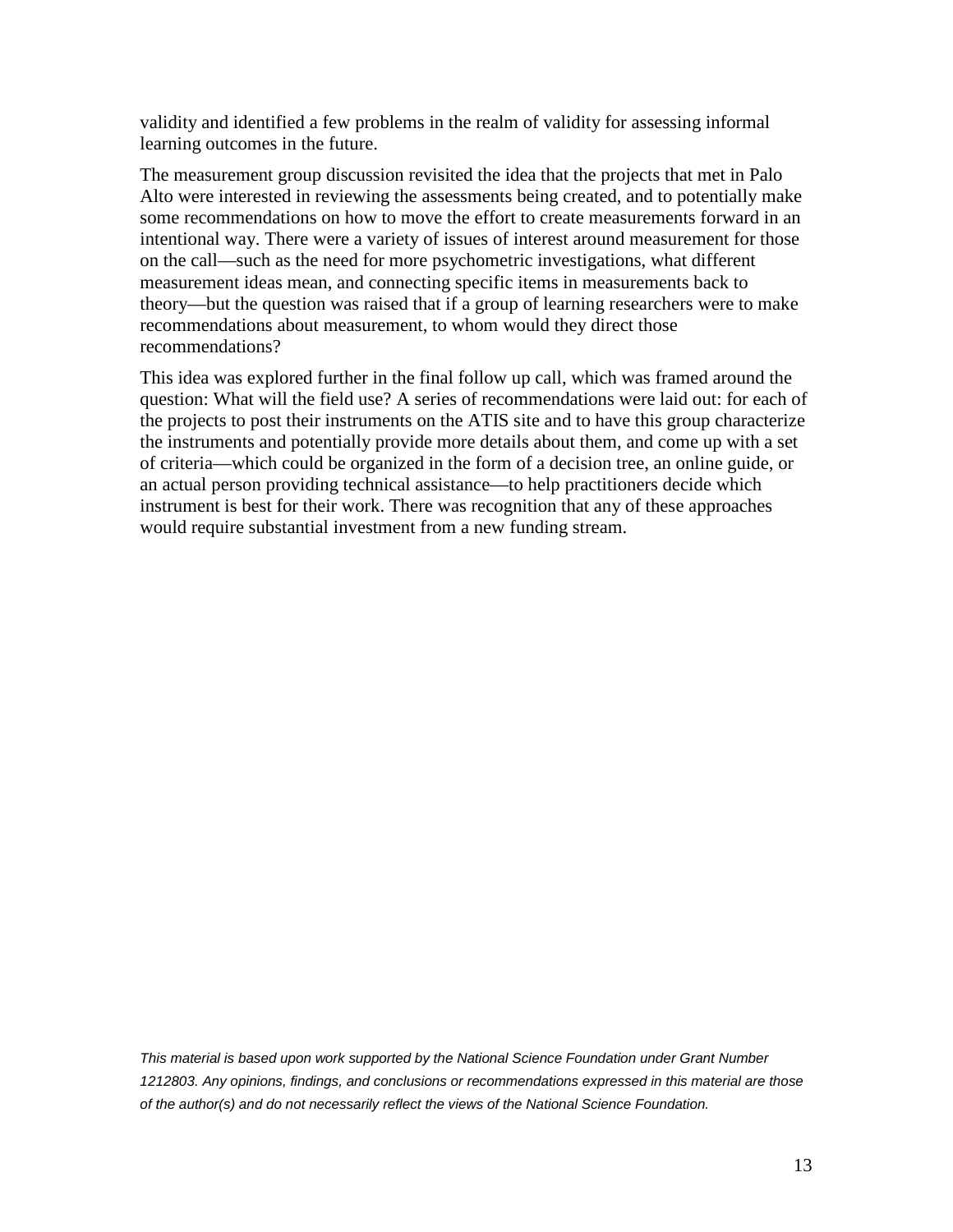validity and identified a few problems in the realm of validity for assessing informal learning outcomes in the future.

The measurement group discussion revisited the idea that the projects that met in Palo Alto were interested in reviewing the assessments being created, and to potentially make some recommendations on how to move the effort to create measurements forward in an intentional way. There were a variety of issues of interest around measurement for those on the call—such as the need for more psychometric investigations, what different measurement ideas mean, and connecting specific items in measurements back to theory—but the question was raised that if a group of learning researchers were to make recommendations about measurement, to whom would they direct those recommendations?

This idea was explored further in the final follow up call, which was framed around the question: What will the field use? A series of recommendations were laid out: for each of the projects to post their instruments on the ATIS site and to have this group characterize the instruments and potentially provide more details about them, and come up with a set of criteria—which could be organized in the form of a decision tree, an online guide, or an actual person providing technical assistance—to help practitioners decide which instrument is best for their work. There was recognition that any of these approaches would require substantial investment from a new funding stream.

*This material is based upon work supported by the National Science Foundation under Grant Number 1212803. Any opinions, findings, and conclusions or recommendations expressed in this material are those of the author(s) and do not necessarily reflect the views of the National Science Foundation.*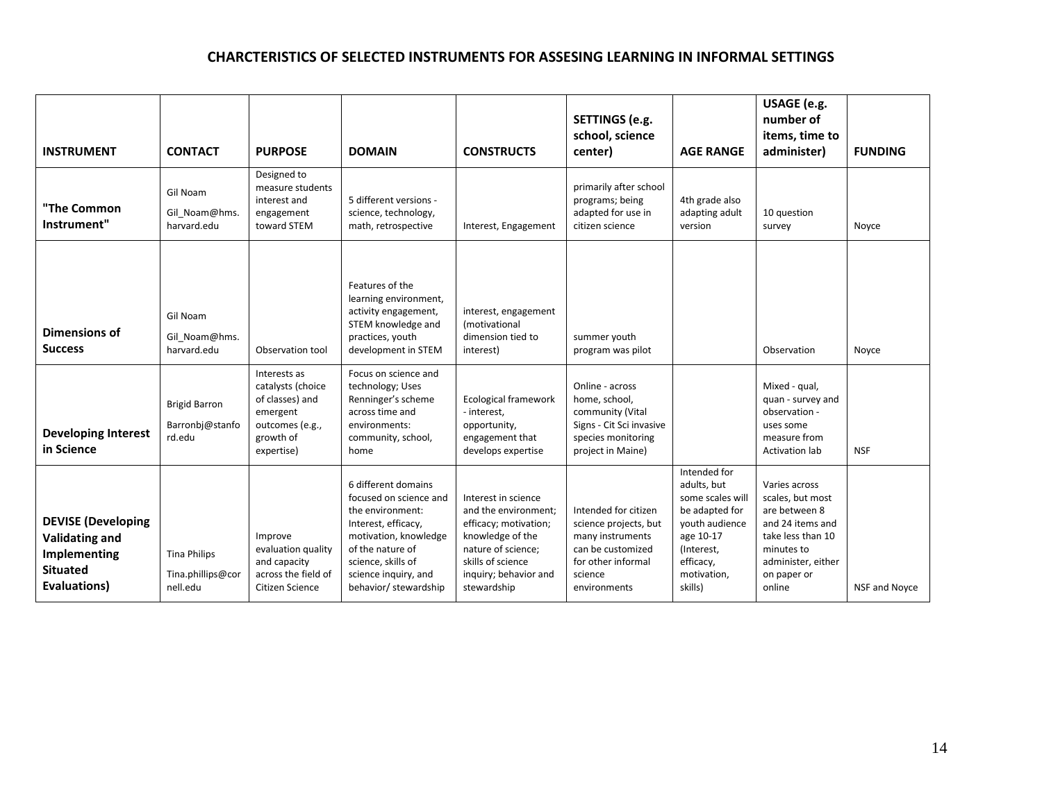## CHARCTERISTICS OF SELECTED INSTRUMENTS FOR ASSESING LEARNING IN INFORMAL SETTINGS

| INSTRUMENT | CONTACT | PURPOSE | DOMAIN | CONSTRUCTS | SETTINGS (e.g. school, science center) | AGE RANGE | USAGE (e.g. number of items, time to administer) | FUNDING |
|---|---|---|---|---|---|---|---|---|
| **"The Common Instrument"** | Gil Noam Gil_Noam@hms.harvard.edu | Designed to measure students interest and engagement toward STEM | 5 different versions - science, technology, math, retrospective | Interest, Engagement | primarily after school programs; being adapted for use in citizen science | 4th grade also adapting adult version | 10 question survey | Noyce |
| **Dimensions of Success** | Gil Noam Gil_Noam@hms.harvard.edu | Observation tool | Features of the learning environment, activity engagement, STEM knowledge and practices, youth development in STEM | interest, engagement (motivational dimension tied to interest) | summer youth program was pilot | | Observation | Noyce |
| **Developing Interest in Science** | Brigid Barron Barronbj@stanford.edu | Interests as catalysts (choice of classes) and emergent outcomes (e.g., growth of expertise) | Focus on science and technology; Uses Renninger's scheme across time and environments: community, school, home | Ecological framework - interest, opportunity, engagement that develops expertise | Online - across home, school, community (Vital Signs - Cit Sci invasive species monitoring project in Maine) | | Mixed - qual, quan - survey and observation - uses some measure from Activation lab | NSF |
| **DEVISE (Developing Validating and Implementing Situated Evaluations)** | Tina Philips Tina.phillips@cornell.edu | Improve evaluation quality and capacity across the field of Citizen Science | 6 different domains focused on science and the environment: Interest, efficacy, motivation, knowledge of the nature of science, skills of science inquiry, and behavior/ stewardship | Interest in science and the environment; efficacy; motivation; knowledge of the nature of science; skills of science inquiry; behavior and stewardship | Intended for citizen science projects, but many instruments can be customized for other informal science environments | Intended for adults, but some scales will be adapted for youth audience age 10-17 (Interest, efficacy, motivation, skills) | Varies across scales, but most are between 8 and 24 items and take less than 10 minutes to administer, either on paper or online | NSF and Noyce |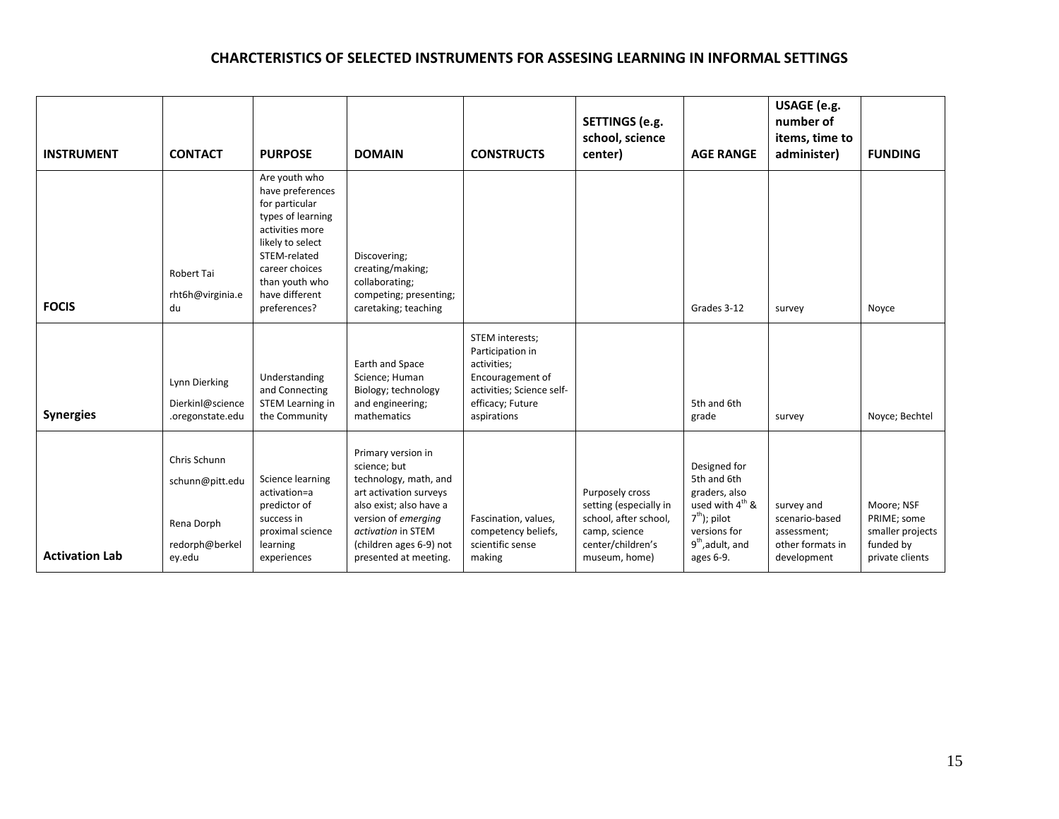## CHARCTERISTICS OF SELECTED INSTRUMENTS FOR ASSESING LEARNING IN INFORMAL SETTINGS

| INSTRUMENT | CONTACT | PURPOSE | DOMAIN | CONSTRUCTS | SETTINGS (e.g. school, science center) | AGE RANGE | USAGE (e.g. number of items, time to administer) | FUNDING |
|---|---|---|---|---|---|---|---|---|
| **FOCIS** | Robert Tai<br>rht6h@virginia.edu | Are youth who have preferences for particular types of learning activities more likely to select STEM-related career choices than youth who have different preferences? | Discovering; creating/making; collaborating; competing; presenting; caretaking; teaching | | | Grades 3-12 | survey | Noyce |
| **Synergies** | Lynn Dierking<br>Dierkinl@science.oregonstate.edu | Understanding and Connecting STEM Learning in the Community | Earth and Space Science; Human Biology; technology and engineering; mathematics | STEM interests; Participation in activities; Encouragement of activities; Science self-efficacy; Future aspirations | | 5th and 6th grade | survey | Noyce; Bechtel |
| **Activation Lab** | Chris Schunn<br>schunn@pitt.edu<br><br>Rena Dorph<br>redorph@berkeley.edu | Science learning activation=a predictor of success in proximal science learning experiences | Primary version in science; but technology, math, and art activation surveys also exist; also have a version of *emerging activation* in STEM (children ages 6-9) not presented at meeting. | Fascination, values, competency beliefs, scientific sense making | Purposely cross setting (especially in school, after school, camp, science center/children's museum, home) | Designed for 5th and 6th graders, also used with 4th & 7th); pilot versions for 9th, adult, and ages 6-9. | survey and scenario-based assessment; other formats in development | Moore; NSF PRIME; some smaller projects funded by private clients |